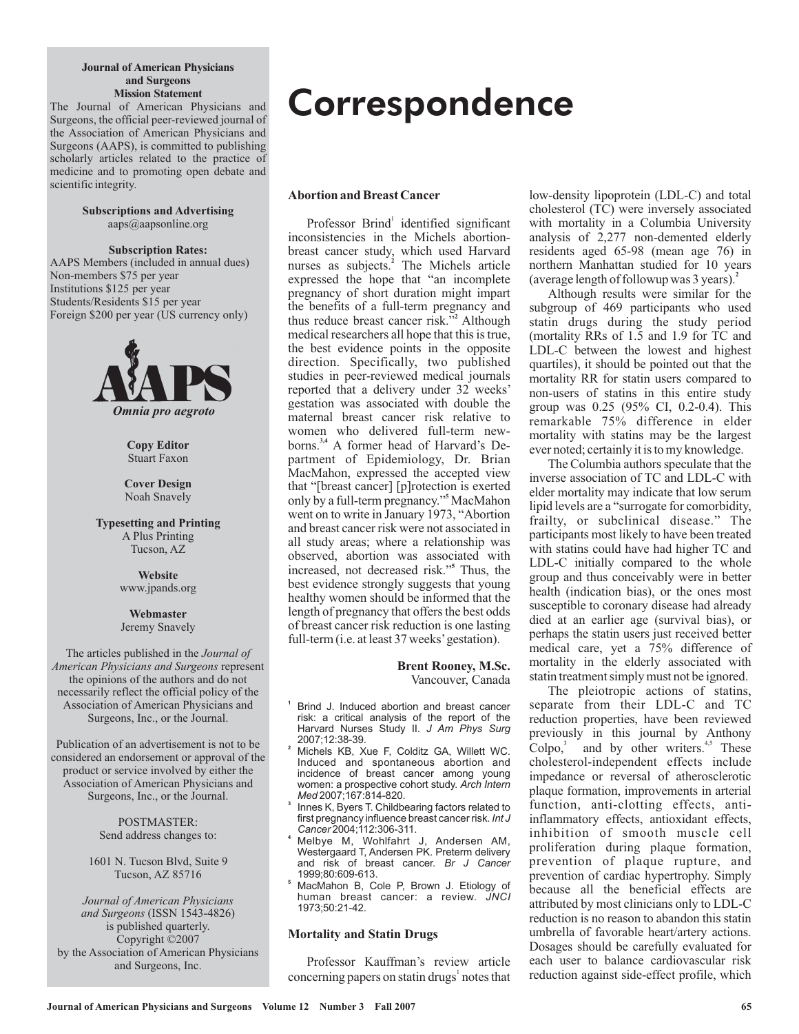**Journal of American Physicians and Surgeons Mission Statement**

The Journal of American Physicians and Surgeons, the official peer-reviewed journal of the Association of American Physicians and Surgeons (AAPS), is committed to publishing scholarly articles related to the practice of medicine and to promoting open debate and scientific integrity.

**Subscriptions and Advertising**
aaps@aapsonline.org

**Subscription Rates:**
AAPS Members (included in annual dues)
Non-members $75 per year
Institutions $125 per year
Students/Residents $15 per year
Foreign $200 per year (US currency only)

*Omnia pro aegroto*

**Copy Editor**
Stuart Faxon

**Cover Design**
Noah Snavely

**Typesetting and Printing**
A Plus Printing
Tucson, AZ

**Website**
www.jpands.org

**Webmaster**
Jeremy Snavely

The articles published in the *Journal of American Physicians and Surgeons* represent the opinions of the authors and do not necessarily reflect the official policy of the Association of American Physicians and Surgeons, Inc., or the Journal.

Publication of an advertisement is not to be considered an endorsement or approval of the product or service involved by either the Association of American Physicians and Surgeons, Inc., or the Journal.

POSTMASTER:
Send address changes to:

1601 N. Tucson Blvd, Suite 9
Tucson, AZ 85716

*Journal of American Physicians and Surgeons* (ISSN 1543-4826) is published quarterly.
Copyright ©2007 by the Association of American Physicians and Surgeons, Inc.

# Correspondence

## Abortion and Breast Cancer

Professor Brind[1] identified significant inconsistencies in the Michels abortion-breast cancer study, which used Harvard nurses as subjects.[2] The Michels article expressed the hope that "an incomplete pregnancy of short duration might impart the benefits of a full-term pregnancy and thus reduce breast cancer risk."[2] Although medical researchers all hope that this is true, the best evidence points in the opposite direction. Specifically, two published studies in peer-reviewed medical journals reported that a delivery under 32 weeks' gestation was associated with double the maternal breast cancer risk relative to women who delivered full-term newborns.[3,4] A former head of Harvard's Department of Epidemiology, Dr. Brian MacMahon, expressed the accepted view that "[breast cancer] [p]rotection is exerted only by a full-term pregnancy."[5] MacMahon went on to write in January 1973, "Abortion and breast cancer risk were not associated in all study areas; where a relationship was observed, abortion was associated with increased, not decreased risk."[5] Thus, the best evidence strongly suggests that young healthy women should be informed that the length of pregnancy that offers the best odds of breast cancer risk reduction is one lasting full-term (i.e. at least 37 weeks' gestation).

**Brent Rooney, M.Sc.**
Vancouver, Canada

1. Brind J. Induced abortion and breast cancer risk: a critical analysis of the report of the Harvard Nurses Study II. *J Am Phys Surg* 2007;12:38-39.
2. Michels KB, Xue F, Colditz GA, Willett WC. Induced and spontaneous abortion and incidence of breast cancer among young women: a prospective cohort study. *Arch Intern Med* 2007;167:814-820.
3. Innes K, Byers T. Childbearing factors related to first pregnancy influence breast cancer risk. *Int J Cancer* 2004;112:306-311.
4. Melbye M, Wohlfahrt J, Andersen AM, Westergaard T, Andersen PK. Preterm delivery and risk of breast cancer. *Br J Cancer* 1999;80:609-613.
5. MacMahon B, Cole P, Brown J. Etiology of human breast cancer: a review. *JNCI* 1973;50:21-42.

## Mortality and Statin Drugs

Professor Kauffman's review article concerning papers on statin drugs[1] notes that low-density lipoprotein (LDL-C) and total cholesterol (TC) were inversely associated with mortality in a Columbia University analysis of 2,277 non-demented elderly residents aged 65-98 (mean age 76) in northern Manhattan studied for 10 years (average length of followup was 3 years).[2]

Although results were similar for the subgroup of 469 participants who used statin drugs during the study period (mortality RRs of 1.5 and 1.9 for TC and LDL-C between the lowest and highest quartiles), it should be pointed out that the mortality RR for statin users compared to non-users of statins in this entire study group was 0.25 (95% CI, 0.2-0.4). This remarkable 75% difference in elder mortality with statins may be the largest ever noted; certainly it is to my knowledge.

The Columbia authors speculate that the inverse association of TC and LDL-C with elder mortality may indicate that low serum lipid levels are a "surrogate for comorbidity, frailty, or subclinical disease." The participants most likely to have been treated with statins could have had higher TC and LDL-C initially compared to the whole group and thus conceivably were in better health (indication bias), or the ones most susceptible to coronary disease had already died at an earlier age (survival bias), or perhaps the statin users just received better medical care, yet a 75% difference of mortality in the elderly associated with statin treatment simply must not be ignored.

The pleiotropic actions of statins, separate from their LDL-C and TC reduction properties, have been reviewed previously in this journal by Anthony Colpo,[3] and by other writers.[4,5] These cholesterol-independent effects include impedance or reversal of atherosclerotic plaque formation, improvements in arterial function, anti-clotting effects, anti-inflammatory effects, antioxidant effects, inhibition of smooth muscle cell proliferation during plaque formation, prevention of plaque rupture, and prevention of cardiac hypertrophy. Simply because all the beneficial effects are attributed by most clinicians only to LDL-C reduction is no reason to abandon this statin umbrella of favorable heart/artery actions. Dosages should be carefully evaluated for each user to balance cardiovascular risk reduction against side-effect profile, which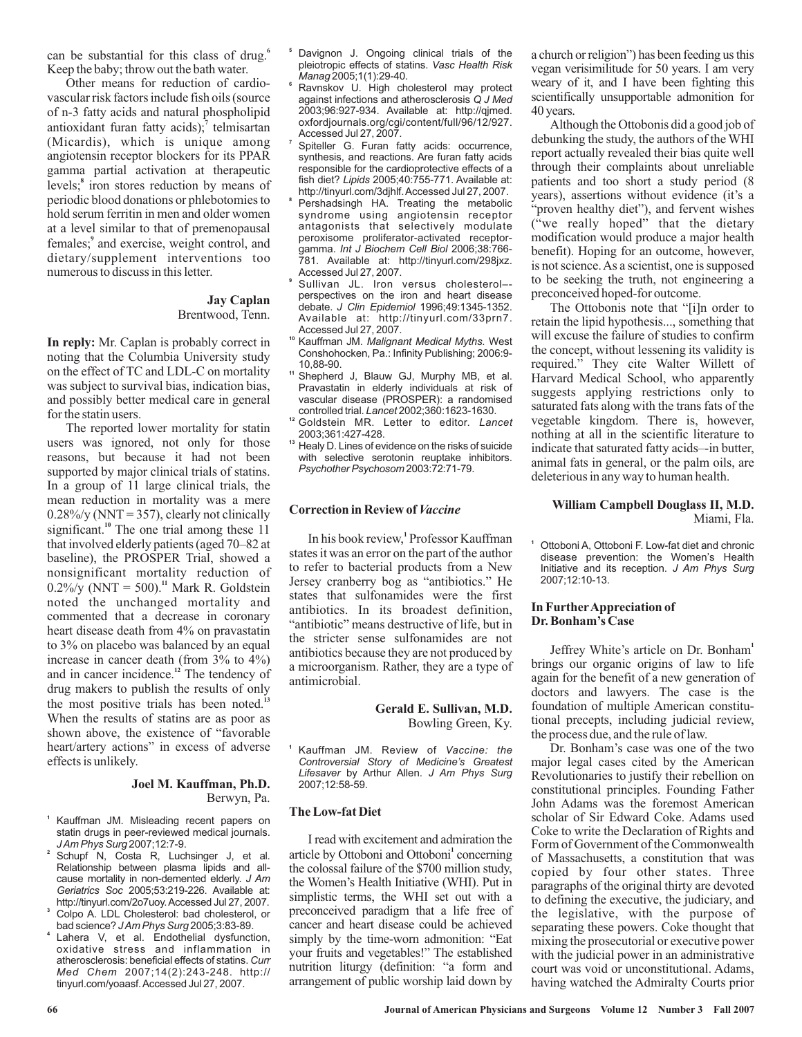can be substantial for this class of drug.[6] Keep the baby; throw out the bath water.

Other means for reduction of cardiovascular risk factors include fish oils (source of n-3 fatty acids and natural phospholipid antioxidant furan fatty acids);[7] telmisartan (Micardis), which is unique among angiotensin receptor blockers for its PPAR gamma partial activation at therapeutic levels;[8] iron stores reduction by means of periodic blood donations or phlebotomies to hold serum ferritin in men and older women at a level similar to that of premenopausal females;[9] and exercise, weight control, and dietary/supplement interventions too numerous to discuss in this letter.

**Jay Caplan**
Brentwood, Tenn.

**In reply:** Mr. Caplan is probably correct in noting that the Columbia University study on the effect of TC and LDL-C on mortality was subject to survival bias, indication bias, and possibly better medical care in general for the statin users.

The reported lower mortality for statin users was ignored, not only for those reasons, but because it had not been supported by major clinical trials of statins. In a group of 11 large clinical trials, the mean reduction in mortality was a mere 0.28%/y (NNT = 357), clearly not clinically significant.[10] The one trial among these 11 that involved elderly patients (aged 70–82 at baseline), the PROSPER Trial, showed a nonsignificant mortality reduction of 0.2%/y (NNT = 500).[11] Mark R. Goldstein noted the unchanged mortality and commented that a decrease in coronary heart disease death from 4% on pravastatin to 3% on placebo was balanced by an equal increase in cancer death (from 3% to 4%) and in cancer incidence.[12] The tendency of drug makers to publish the results of only the most positive trials has been noted.[13] When the results of statins are as poor as shown above, the existence of "favorable heart/artery actions" in excess of adverse effects is unlikely.

**Joel M. Kauffman, Ph.D.**
Berwyn, Pa.

1. Kauffman JM. Misleading recent papers on statin drugs in peer-reviewed medical journals. *J Am Phys Surg* 2007;12:7-9.
2. Schupf N, Costa R, Luchsinger J, et al. Relationship between plasma lipids and all-cause mortality in non-demented elderly. *J Am Geriatrics Soc* 2005;53:219-226. Available at: http://tinyurl.com/2o7uoy. Accessed Jul 27, 2007.
3. Colpo A. LDL Cholesterol: bad cholesterol, or bad science? *J Am Phys Surg* 2005;3:83-89.
4. Lahera V, et al. Endothelial dysfunction, oxidative stress and inflammation in atherosclerosis: beneficial effects of statins. *Curr Med Chem* 2007;14(2):243-248. http://tinyurl.com/yoaasf. Accessed Jul 27, 2007.
5. Davignon J. Ongoing clinical trials of the pleiotropic effects of statins. *Vasc Health Risk Manag* 2005;1(1):29-40.
6. Ravnskov U. High cholesterol may protect against infections and atherosclerosis *Q J Med* 2003;96:927-934. Available at: http://qjmed.oxfordjournals.org/cgi/content/full/96/12/927. Accessed Jul 27, 2007.
7. Spiteller G. Furan fatty acids: occurrence, synthesis, and reactions. Are furan fatty acids responsible for the cardioprotective effects of a fish diet? *Lipids* 2005;40:755-771. Available at: http://tinyurl.com/3djhlf. Accessed Jul 27, 2007.
8. Pershadsingh HA. Treating the metabolic syndrome using angiotensin receptor antagonists that selectively modulate peroxisome proliferator-activated receptor-gamma. *Int J Biochem Cell Biol* 2006;38:766-781. Available at: http://tinyurl.com/298jxz. Accessed Jul 27, 2007.
9. Sullivan JL. Iron versus cholesterol–-perspectives on the iron and heart disease debate. *J Clin Epidemiol* 1996;49:1345-1352. Available at: http://tinyurl.com/33prn7. Accessed Jul 27, 2007.
10. Kauffman JM. *Malignant Medical Myths.* West Conshohocken, Pa.: Infinity Publishing; 2006:9-10,88-90.
11. Shepherd J, Blauw GJ, Murphy MB, et al. Pravastatin in elderly individuals at risk of vascular disease (PROSPER): a randomised controlled trial. *Lancet* 2002;360:1623-1630.
12. Goldstein MR. Letter to editor. *Lancet* 2003;361:427-428.
13. Healy D. Lines of evidence on the risks of suicide with selective serotonin reuptake inhibitors. *Psychother Psychosom* 2003:72:71-79.

## Correction in Review of *Vaccine*

In his book review,[1] Professor Kauffman states it was an error on the part of the author to refer to bacterial products from a New Jersey cranberry bog as "antibiotics." He states that sulfonamides were the first antibiotics. In its broadest definition, "antibiotic" means destructive of life, but in the stricter sense sulfonamides are not antibiotics because they are not produced by a microorganism. Rather, they are a type of antimicrobial.

**Gerald E. Sullivan, M.D.**
Bowling Green, Ky.

1. Kauffman JM. Review of *Vaccine: the Controversial Story of Medicine's Greatest Lifesaver* by Arthur Allen. *J Am Phys Surg* 2007;12:58-59.

## The Low-fat Diet

I read with excitement and admiration the article by Ottoboni and Ottoboni[1] concerning the colossal failure of the $700 million study, the Women's Health Initiative (WHI). Put in simplistic terms, the WHI set out with a preconceived paradigm that a life free of cancer and heart disease could be achieved simply by the time-worn admonition: "Eat your fruits and vegetables!" The established nutrition liturgy (definition: "a form and arrangement of public worship laid down by a church or religion") has been feeding us this vegan verisimilitude for 50 years. I am very weary of it, and I have been fighting this scientifically unsupportable admonition for 40 years.

Although the Ottobonis did a good job of debunking the study, the authors of the WHI report actually revealed their bias quite well through their complaints about unreliable patients and too short a study period (8 years), assertions without evidence (it's a "proven healthy diet"), and fervent wishes ("we really hoped" that the dietary modification would produce a major health benefit). Hoping for an outcome, however, is not science. As a scientist, one is supposed to be seeking the truth, not engineering a preconceived hoped-for outcome.

The Ottobonis note that "[i]n order to retain the lipid hypothesis..., something that will excuse the failure of studies to confirm the concept, without lessening its validity is required." They cite Walter Willett of Harvard Medical School, who apparently suggests applying restrictions only to saturated fats along with the trans fats of the vegetable kingdom. There is, however, nothing at all in the scientific literature to indicate that saturated fatty acids–-in butter, animal fats in general, or the palm oils, are deleterious in any way to human health.

**William Campbell Douglass II, M.D.**
Miami, Fla.

1. Ottoboni A, Ottoboni F. Low-fat diet and chronic disease prevention: the Women's Health Initiative and its reception. *J Am Phys Surg* 2007;12:10-13.

## In Further Appreciation of Dr. Bonham's Case

Jeffrey White's article on Dr. Bonham[1] brings our organic origins of law to life again for the benefit of a new generation of doctors and lawyers. The case is the foundation of multiple American constitutional precepts, including judicial review, the process due, and the rule of law.

Dr. Bonham's case was one of the two major legal cases cited by the American Revolutionaries to justify their rebellion on constitutional principles. Founding Father John Adams was the foremost American scholar of Sir Edward Coke. Adams used Coke to write the Declaration of Rights and Form of Government of the Commonwealth of Massachusetts, a constitution that was copied by four other states. Three paragraphs of the original thirty are devoted to defining the executive, the judiciary, and the legislative, with the purpose of separating these powers. Coke thought that mixing the prosecutorial or executive power with the judicial power in an administrative court was void or unconstitutional. Adams, having watched the Admiralty Courts prior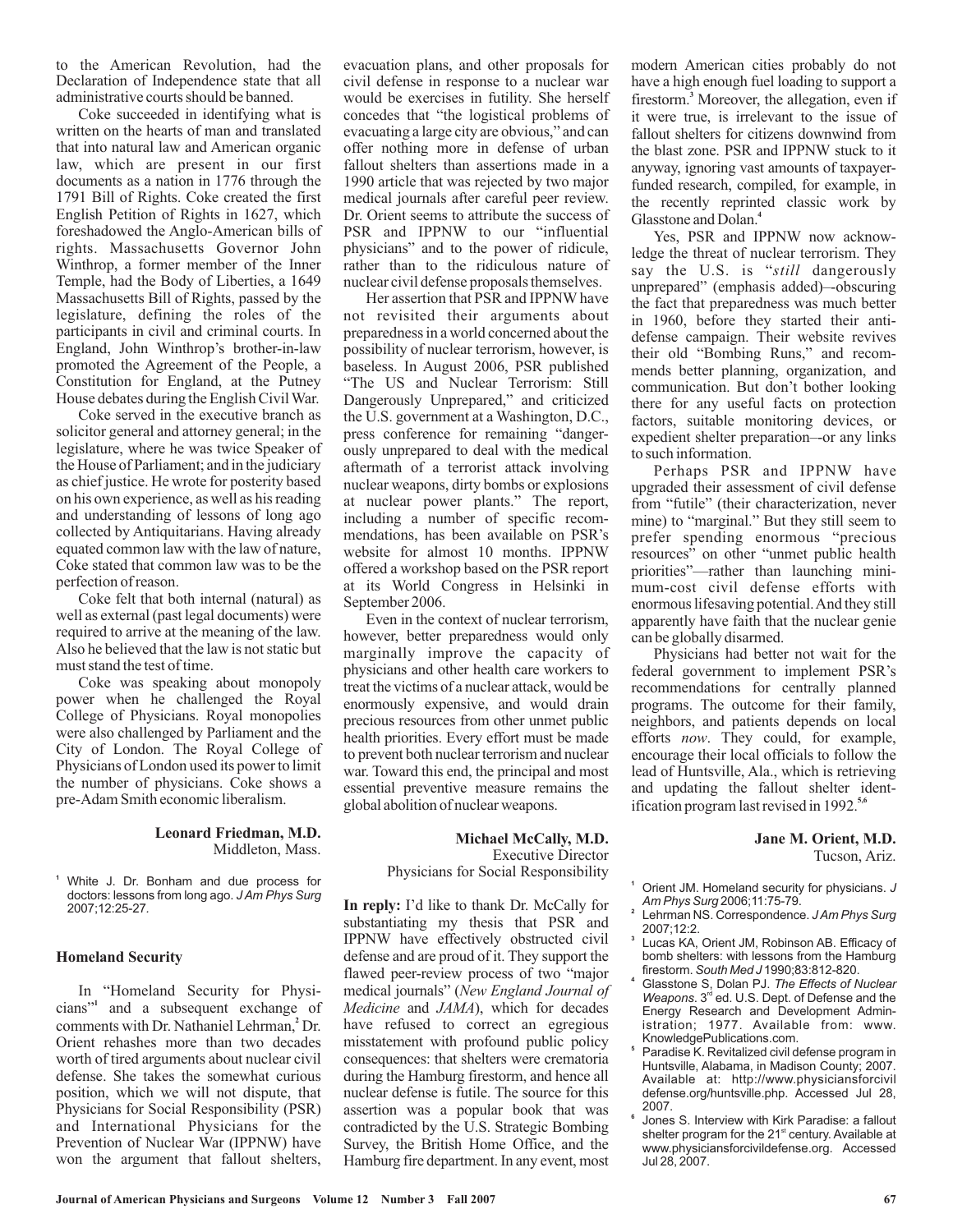to the American Revolution, had the Declaration of Independence state that all administrative courts should be banned.

Coke succeeded in identifying what is written on the hearts of man and translated that into natural law and American organic law, which are present in our first documents as a nation in 1776 through the 1791 Bill of Rights. Coke created the first English Petition of Rights in 1627, which foreshadowed the Anglo-American bills of rights. Massachusetts Governor John Winthrop, a former member of the Inner Temple, had the Body of Liberties, a 1649 Massachusetts Bill of Rights, passed by the legislature, defining the roles of the participants in civil and criminal courts. In England, John Winthrop's brother-in-law promoted the Agreement of the People, a Constitution for England, at the Putney House debates during the English Civil War.

Coke served in the executive branch as solicitor general and attorney general; in the legislature, where he was twice Speaker of the House of Parliament; and in the judiciary as chief justice. He wrote for posterity based on his own experience, as well as his reading and understanding of lessons of long ago collected by Antiquitarians. Having already equated common law with the law of nature, Coke stated that common law was to be the perfection of reason.

Coke felt that both internal (natural) as well as external (past legal documents) were required to arrive at the meaning of the law. Also he believed that the law is not static but must stand the test of time.

Coke was speaking about monopoly power when he challenged the Royal College of Physicians. Royal monopolies were also challenged by Parliament and the City of London. The Royal College of Physicians of London used its power to limit the number of physicians. Coke shows a pre-Adam Smith economic liberalism.

**Leonard Friedman, M.D.**
Middleton, Mass.

[1] White J. Dr. Bonham and due process for doctors: lessons from long ago. *J Am Phys Surg* 2007;12:25-27.

## Homeland Security

In "Homeland Security for Physicians"[1] and a subsequent exchange of comments with Dr. Nathaniel Lehrman,[2] Dr. Orient rehashes more than two decades worth of tired arguments about nuclear civil defense. She takes the somewhat curious position, which we will not dispute, that Physicians for Social Responsibility (PSR) and International Physicians for the Prevention of Nuclear War (IPPNW) have won the argument that fallout shelters, evacuation plans, and other proposals for civil defense in response to a nuclear war would be exercises in futility. She herself concedes that "the logistical problems of evacuating a large city are obvious," and can offer nothing more in defense of urban fallout shelters than assertions made in a 1990 article that was rejected by two major medical journals after careful peer review. Dr. Orient seems to attribute the success of PSR and IPPNW to our "influential physicians" and to the power of ridicule, rather than to the ridiculous nature of nuclear civil defense proposals themselves.

Her assertion that PSR and IPPNW have not revisited their arguments about preparedness in a world concerned about the possibility of nuclear terrorism, however, is baseless. In August 2006, PSR published "The US and Nuclear Terrorism: Still Dangerously Unprepared," and criticized the U.S. government at a Washington, D.C., press conference for remaining "dangerously unprepared to deal with the medical aftermath of a terrorist attack involving nuclear weapons, dirty bombs or explosions at nuclear power plants." The report, including a number of specific recommendations, has been available on PSR's website for almost 10 months. IPPNW offered a workshop based on the PSR report at its World Congress in Helsinki in September 2006.

Even in the context of nuclear terrorism, however, better preparedness would only marginally improve the capacity of physicians and other health care workers to treat the victims of a nuclear attack, would be enormously expensive, and would drain precious resources from other unmet public health priorities. Every effort must be made to prevent both nuclear terrorism and nuclear war. Toward this end, the principal and most essential preventive measure remains the global abolition of nuclear weapons.

**Michael McCally, M.D.**
Executive Director
Physicians for Social Responsibility

**In reply:** I'd like to thank Dr. McCally for substantiating my thesis that PSR and IPPNW have effectively obstructed civil defense and are proud of it. They support the flawed peer-review process of two "major medical journals" (*New England Journal of Medicine* and *JAMA*), which for decades have refused to correct an egregious misstatement with profound public policy consequences: that shelters were crematoria during the Hamburg firestorm, and hence all nuclear defense is futile. The source for this assertion was a popular book that was contradicted by the U.S. Strategic Bombing Survey, the British Home Office, and the Hamburg fire department. In any event, most modern American cities probably do not have a high enough fuel loading to support a firestorm.[3] Moreover, the allegation, even if it were true, is irrelevant to the issue of fallout shelters for citizens downwind from the blast zone. PSR and IPPNW stuck to it anyway, ignoring vast amounts of taxpayer-funded research, compiled, for example, in the recently reprinted classic work by Glasstone and Dolan.[4]

Yes, PSR and IPPNW now acknowledge the threat of nuclear terrorism. They say the U.S. is "*still* dangerously unprepared" (emphasis added)–-obscuring the fact that preparedness was much better in 1960, before they started their anti-defense campaign. Their website revives their old "Bombing Runs," and recommends better planning, organization, and communication. But don't bother looking there for any useful facts on protection factors, suitable monitoring devices, or expedient shelter preparation–-or any links to such information.

Perhaps PSR and IPPNW have upgraded their assessment of civil defense from "futile" (their characterization, never mine) to "marginal." But they still seem to prefer spending enormous "precious resources" on other "unmet public health priorities"—rather than launching minimum-cost civil defense efforts with enormous lifesaving potential. And they still apparently have faith that the nuclear genie can be globally disarmed.

Physicians had better not wait for the federal government to implement PSR's recommendations for centrally planned programs. The outcome for their family, neighbors, and patients depends on local efforts *now*. They could, for example, encourage their local officials to follow the lead of Huntsville, Ala., which is retrieving and updating the fallout shelter identification program last revised in 1992.[5,6]

**Jane M. Orient, M.D.**
Tucson, Ariz.

[1] Orient JM. Homeland security for physicians. *J Am Phys Surg* 2006;11:75-79.

[2] Lehrman NS. Correspondence. *J Am Phys Surg* 2007;12:2.

[3] Lucas KA, Orient JM, Robinson AB. Efficacy of bomb shelters: with lessons from the Hamburg firestorm. *South Med J* 1990;83:812-820.

[4] Glasstone S, Dolan PJ. *The Effects of Nuclear Weapons*. 3rd ed. U.S. Dept. of Defense and the Energy Research and Development Administration; 1977. Available from: www.KnowledgePublications.com.

[5] Paradise K. Revitalized civil defense program in Huntsville, Alabama, in Madison County; 2007. Available at: http://www.physiciansforcivildefense.org/huntsville.php. Accessed Jul 28, 2007.

[6] Jones S. Interview with Kirk Paradise: a fallout shelter program for the 21st century. Available at www.physiciansforcivildefense.org. Accessed Jul 28, 2007.